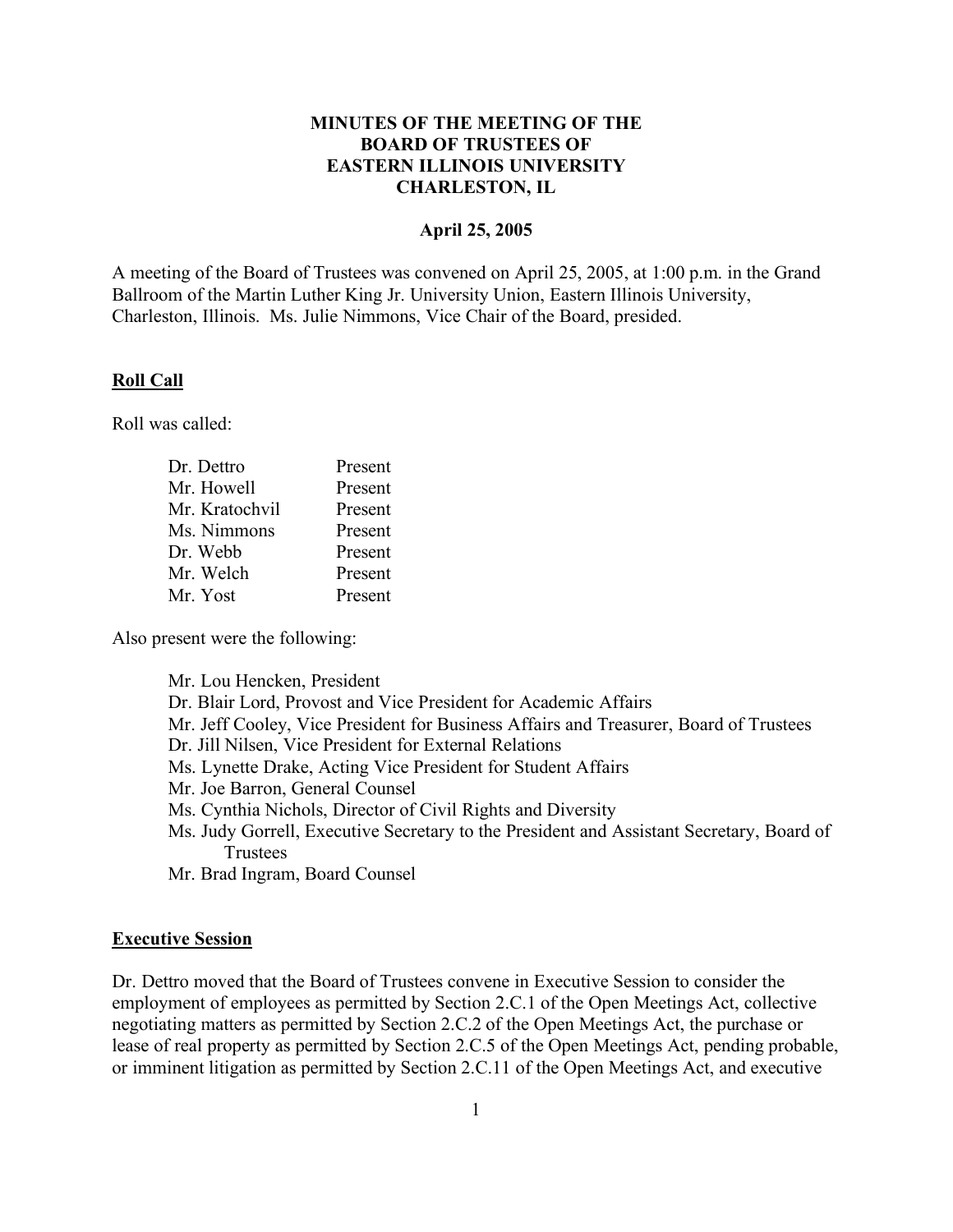# MINUTES OF THE MEETING OF THE BOARD OF TRUSTEES OF EASTERN ILLINOIS UNIVERSITY CHARLESTON, IL

**April 25, 2005**

A meeting of the Board of Trustees was convened on April 25, 2005, at 1:00 p.m. in the Grand Ballroom of the Martin Luther King Jr. University Union, Eastern Illinois University, Charleston, Illinois. Ms. Julie Nimmons, Vice Chair of the Board, presided.

## Roll Call

Roll was called:

| | |
|---|---|
| Dr. Dettro | Present |
| Mr. Howell | Present |
| Mr. Kratochvil | Present |
| Ms. Nimmons | Present |
| Dr. Webb | Present |
| Mr. Welch | Present |
| Mr. Yost | Present |

Also present were the following:

- Mr. Lou Hencken, President
- Dr. Blair Lord, Provost and Vice President for Academic Affairs
- Mr. Jeff Cooley, Vice President for Business Affairs and Treasurer, Board of Trustees
- Dr. Jill Nilsen, Vice President for External Relations
- Ms. Lynette Drake, Acting Vice President for Student Affairs
- Mr. Joe Barron, General Counsel
- Ms. Cynthia Nichols, Director of Civil Rights and Diversity
- Ms. Judy Gorrell, Executive Secretary to the President and Assistant Secretary, Board of Trustees
- Mr. Brad Ingram, Board Counsel

## Executive Session

Dr. Dettro moved that the Board of Trustees convene in Executive Session to consider the employment of employees as permitted by Section 2.C.1 of the Open Meetings Act, collective negotiating matters as permitted by Section 2.C.2 of the Open Meetings Act, the purchase or lease of real property as permitted by Section 2.C.5 of the Open Meetings Act, pending probable, or imminent litigation as permitted by Section 2.C.11 of the Open Meetings Act, and executive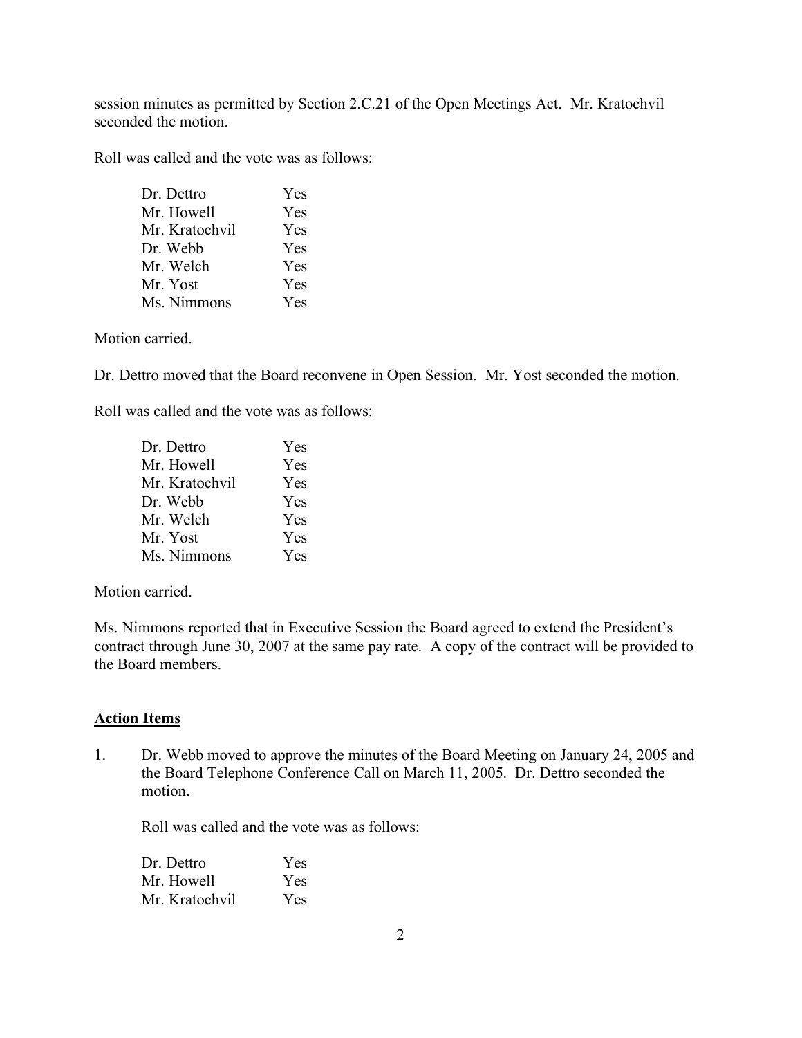session minutes as permitted by Section 2.C.21 of the Open Meetings Act. Mr. Kratochvil seconded the motion.

Roll was called and the vote was as follows:

| | |
|---|---|
| Dr. Dettro | Yes |
| Mr. Howell | Yes |
| Mr. Kratochvil | Yes |
| Dr. Webb | Yes |
| Mr. Welch | Yes |
| Mr. Yost | Yes |
| Ms. Nimmons | Yes |

Motion carried.

Dr. Dettro moved that the Board reconvene in Open Session. Mr. Yost seconded the motion.

Roll was called and the vote was as follows:

| | |
|---|---|
| Dr. Dettro | Yes |
| Mr. Howell | Yes |
| Mr. Kratochvil | Yes |
| Dr. Webb | Yes |
| Mr. Welch | Yes |
| Mr. Yost | Yes |
| Ms. Nimmons | Yes |

Motion carried.

Ms. Nimmons reported that in Executive Session the Board agreed to extend the President's contract through June 30, 2007 at the same pay rate. A copy of the contract will be provided to the Board members.

## Action Items

1. Dr. Webb moved to approve the minutes of the Board Meeting on January 24, 2005 and the Board Telephone Conference Call on March 11, 2005. Dr. Dettro seconded the motion.

   Roll was called and the vote was as follows:

   | | |
   |---|---|
   | Dr. Dettro | Yes |
   | Mr. Howell | Yes |
   | Mr. Kratochvil | Yes |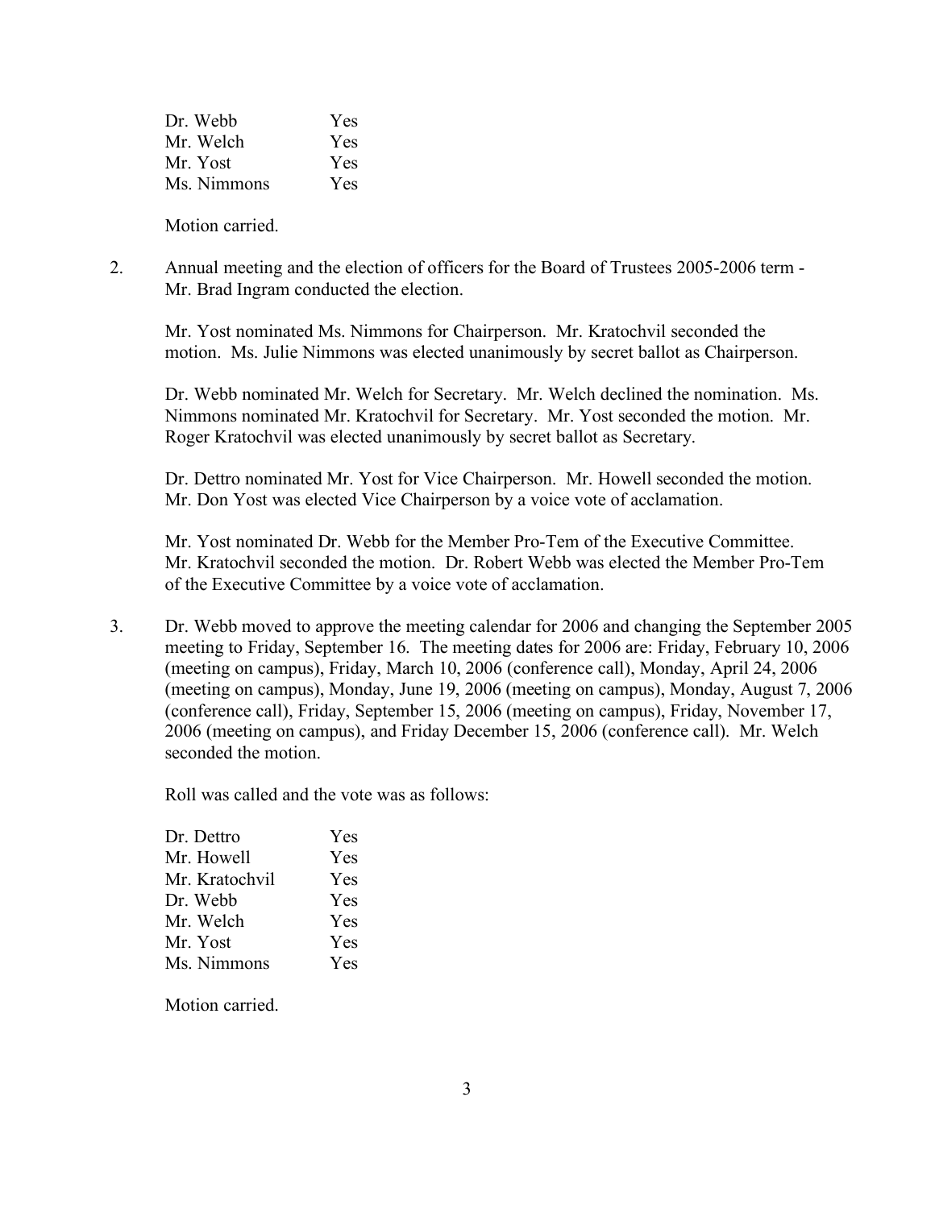| | |
|---|---|
| Dr. Webb | Yes |
| Mr. Welch | Yes |
| Mr. Yost | Yes |
| Ms. Nimmons | Yes |

Motion carried.

2. Annual meeting and the election of officers for the Board of Trustees 2005-2006 term - Mr. Brad Ingram conducted the election.

   Mr. Yost nominated Ms. Nimmons for Chairperson. Mr. Kratochvil seconded the motion. Ms. Julie Nimmons was elected unanimously by secret ballot as Chairperson.

   Dr. Webb nominated Mr. Welch for Secretary. Mr. Welch declined the nomination. Ms. Nimmons nominated Mr. Kratochvil for Secretary. Mr. Yost seconded the motion. Mr. Roger Kratochvil was elected unanimously by secret ballot as Secretary.

   Dr. Dettro nominated Mr. Yost for Vice Chairperson. Mr. Howell seconded the motion. Mr. Don Yost was elected Vice Chairperson by a voice vote of acclamation.

   Mr. Yost nominated Dr. Webb for the Member Pro-Tem of the Executive Committee. Mr. Kratochvil seconded the motion. Dr. Robert Webb was elected the Member Pro-Tem of the Executive Committee by a voice vote of acclamation.

3. Dr. Webb moved to approve the meeting calendar for 2006 and changing the September 2005 meeting to Friday, September 16. The meeting dates for 2006 are: Friday, February 10, 2006 (meeting on campus), Friday, March 10, 2006 (conference call), Monday, April 24, 2006 (meeting on campus), Monday, June 19, 2006 (meeting on campus), Monday, August 7, 2006 (conference call), Friday, September 15, 2006 (meeting on campus), Friday, November 17, 2006 (meeting on campus), and Friday December 15, 2006 (conference call). Mr. Welch seconded the motion.

   Roll was called and the vote was as follows:

| | |
|---|---|
| Dr. Dettro | Yes |
| Mr. Howell | Yes |
| Mr. Kratochvil | Yes |
| Dr. Webb | Yes |
| Mr. Welch | Yes |
| Mr. Yost | Yes |
| Ms. Nimmons | Yes |

   Motion carried.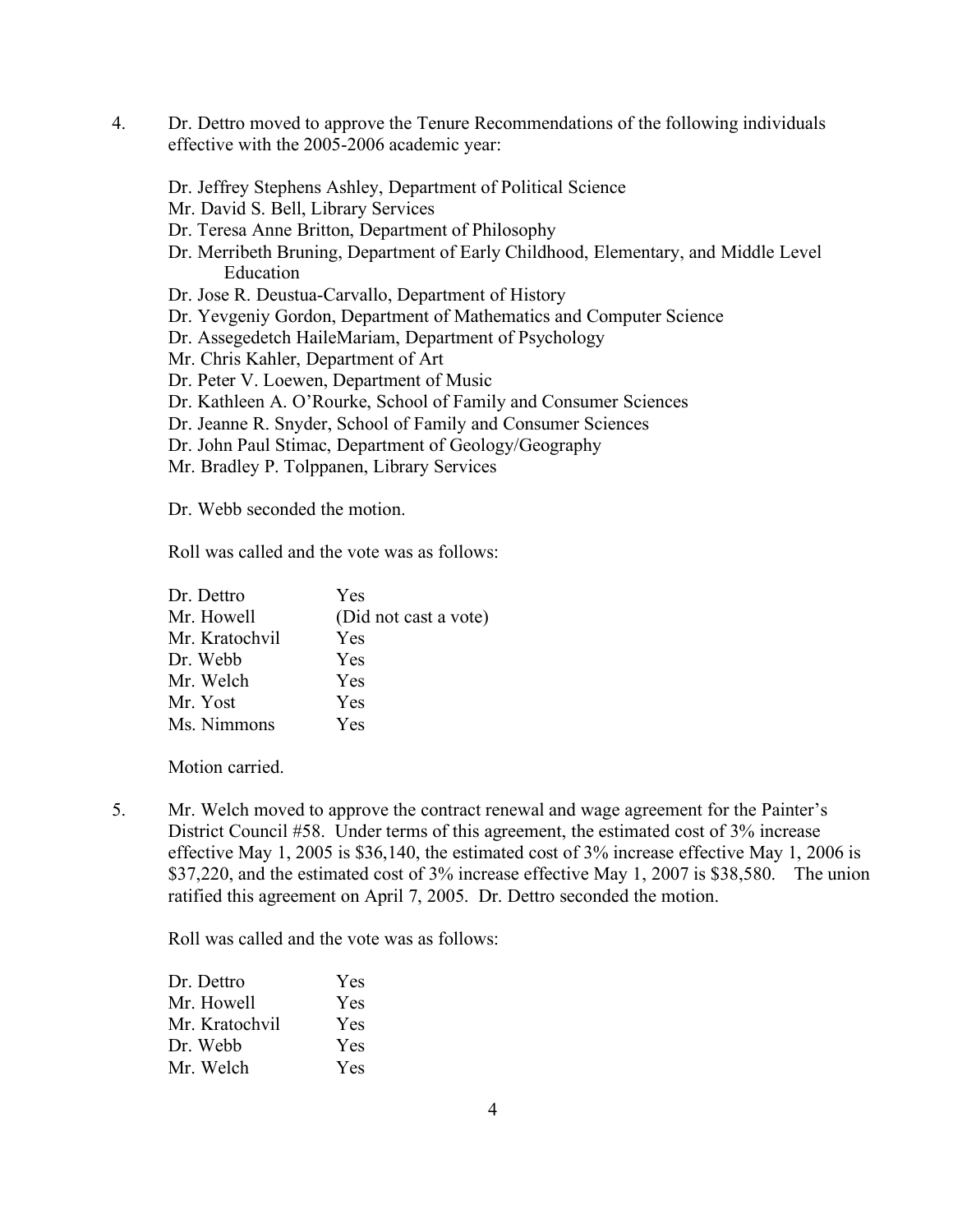4. Dr. Dettro moved to approve the Tenure Recommendations of the following individuals effective with the 2005-2006 academic year:

   Dr. Jeffrey Stephens Ashley, Department of Political Science
   Mr. David S. Bell, Library Services
   Dr. Teresa Anne Britton, Department of Philosophy
   Dr. Merribeth Bruning, Department of Early Childhood, Elementary, and Middle Level Education
   Dr. Jose R. Deustua-Carvallo, Department of History
   Dr. Yevgeniy Gordon, Department of Mathematics and Computer Science
   Dr. Assegedetch HaileMariam, Department of Psychology
   Mr. Chris Kahler, Department of Art
   Dr. Peter V. Loewen, Department of Music
   Dr. Kathleen A. O'Rourke, School of Family and Consumer Sciences
   Dr. Jeanne R. Snyder, School of Family and Consumer Sciences
   Dr. John Paul Stimac, Department of Geology/Geography
   Mr. Bradley P. Tolppanen, Library Services

   Dr. Webb seconded the motion.

   Roll was called and the vote was as follows:

   | | |
   |---|---|
   | Dr. Dettro | Yes |
   | Mr. Howell | (Did not cast a vote) |
   | Mr. Kratochvil | Yes |
   | Dr. Webb | Yes |
   | Mr. Welch | Yes |
   | Mr. Yost | Yes |
   | Ms. Nimmons | Yes |

   Motion carried.

5. Mr. Welch moved to approve the contract renewal and wage agreement for the Painter's District Council #58. Under terms of this agreement, the estimated cost of 3% increase effective May 1, 2005 is $36,140, the estimated cost of 3% increase effective May 1, 2006 is $37,220, and the estimated cost of 3% increase effective May 1, 2007 is $38,580. The union ratified this agreement on April 7, 2005. Dr. Dettro seconded the motion.

   Roll was called and the vote was as follows:

   | | |
   |---|---|
   | Dr. Dettro | Yes |
   | Mr. Howell | Yes |
   | Mr. Kratochvil | Yes |
   | Dr. Webb | Yes |
   | Mr. Welch | Yes |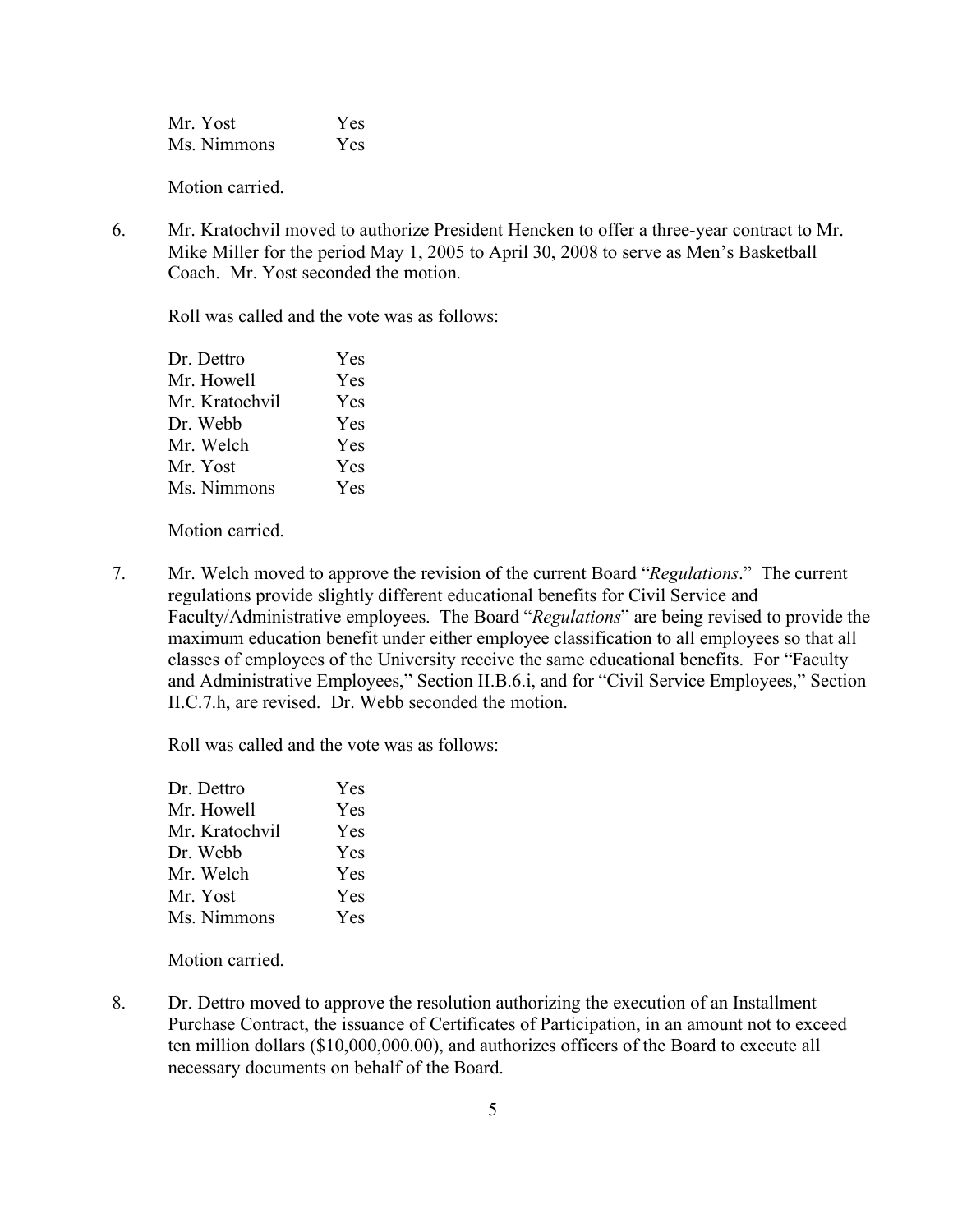| | |
|---|---|
| Mr. Yost | Yes |
| Ms. Nimmons | Yes |

Motion carried.

6. Mr. Kratochvil moved to authorize President Hencken to offer a three-year contract to Mr. Mike Miller for the period May 1, 2005 to April 30, 2008 to serve as Men's Basketball Coach. Mr. Yost seconded the motion.

   Roll was called and the vote was as follows:

   | | |
   |---|---|
   | Dr. Dettro | Yes |
   | Mr. Howell | Yes |
   | Mr. Kratochvil | Yes |
   | Dr. Webb | Yes |
   | Mr. Welch | Yes |
   | Mr. Yost | Yes |
   | Ms. Nimmons | Yes |

   Motion carried.

7. Mr. Welch moved to approve the revision of the current Board "*Regulations*." The current regulations provide slightly different educational benefits for Civil Service and Faculty/Administrative employees. The Board "*Regulations*" are being revised to provide the maximum education benefit under either employee classification to all employees so that all classes of employees of the University receive the same educational benefits. For "Faculty and Administrative Employees," Section II.B.6.i, and for "Civil Service Employees," Section II.C.7.h, are revised. Dr. Webb seconded the motion.

   Roll was called and the vote was as follows:

   | | |
   |---|---|
   | Dr. Dettro | Yes |
   | Mr. Howell | Yes |
   | Mr. Kratochvil | Yes |
   | Dr. Webb | Yes |
   | Mr. Welch | Yes |
   | Mr. Yost | Yes |
   | Ms. Nimmons | Yes |

   Motion carried.

8. Dr. Dettro moved to approve the resolution authorizing the execution of an Installment Purchase Contract, the issuance of Certificates of Participation, in an amount not to exceed ten million dollars ($10,000,000.00), and authorizes officers of the Board to execute all necessary documents on behalf of the Board.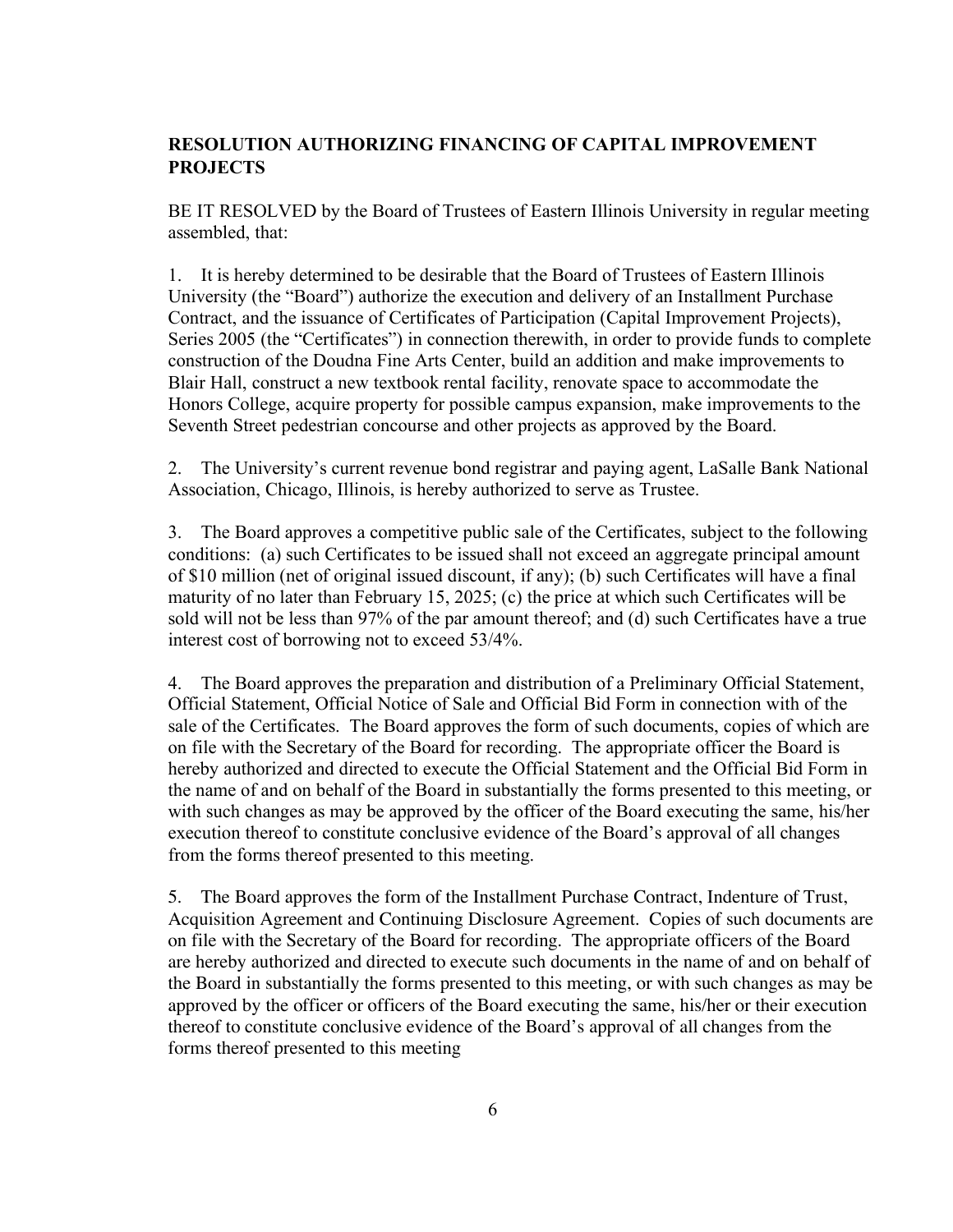**RESOLUTION AUTHORIZING FINANCING OF CAPITAL IMPROVEMENT PROJECTS**

BE IT RESOLVED by the Board of Trustees of Eastern Illinois University in regular meeting assembled, that:

1. It is hereby determined to be desirable that the Board of Trustees of Eastern Illinois University (the "Board") authorize the execution and delivery of an Installment Purchase Contract, and the issuance of Certificates of Participation (Capital Improvement Projects), Series 2005 (the "Certificates") in connection therewith, in order to provide funds to complete construction of the Doudna Fine Arts Center, build an addition and make improvements to Blair Hall, construct a new textbook rental facility, renovate space to accommodate the Honors College, acquire property for possible campus expansion, make improvements to the Seventh Street pedestrian concourse and other projects as approved by the Board.

2. The University's current revenue bond registrar and paying agent, LaSalle Bank National Association, Chicago, Illinois, is hereby authorized to serve as Trustee.

3. The Board approves a competitive public sale of the Certificates, subject to the following conditions: (a) such Certificates to be issued shall not exceed an aggregate principal amount of $10 million (net of original issued discount, if any); (b) such Certificates will have a final maturity of no later than February 15, 2025; (c) the price at which such Certificates will be sold will not be less than 97% of the par amount thereof; and (d) such Certificates have a true interest cost of borrowing not to exceed 53/4%.

4. The Board approves the preparation and distribution of a Preliminary Official Statement, Official Statement, Official Notice of Sale and Official Bid Form in connection with of the sale of the Certificates. The Board approves the form of such documents, copies of which are on file with the Secretary of the Board for recording. The appropriate officer the Board is hereby authorized and directed to execute the Official Statement and the Official Bid Form in the name of and on behalf of the Board in substantially the forms presented to this meeting, or with such changes as may be approved by the officer of the Board executing the same, his/her execution thereof to constitute conclusive evidence of the Board's approval of all changes from the forms thereof presented to this meeting.

5. The Board approves the form of the Installment Purchase Contract, Indenture of Trust, Acquisition Agreement and Continuing Disclosure Agreement. Copies of such documents are on file with the Secretary of the Board for recording. The appropriate officers of the Board are hereby authorized and directed to execute such documents in the name of and on behalf of the Board in substantially the forms presented to this meeting, or with such changes as may be approved by the officer or officers of the Board executing the same, his/her or their execution thereof to constitute conclusive evidence of the Board's approval of all changes from the forms thereof presented to this meeting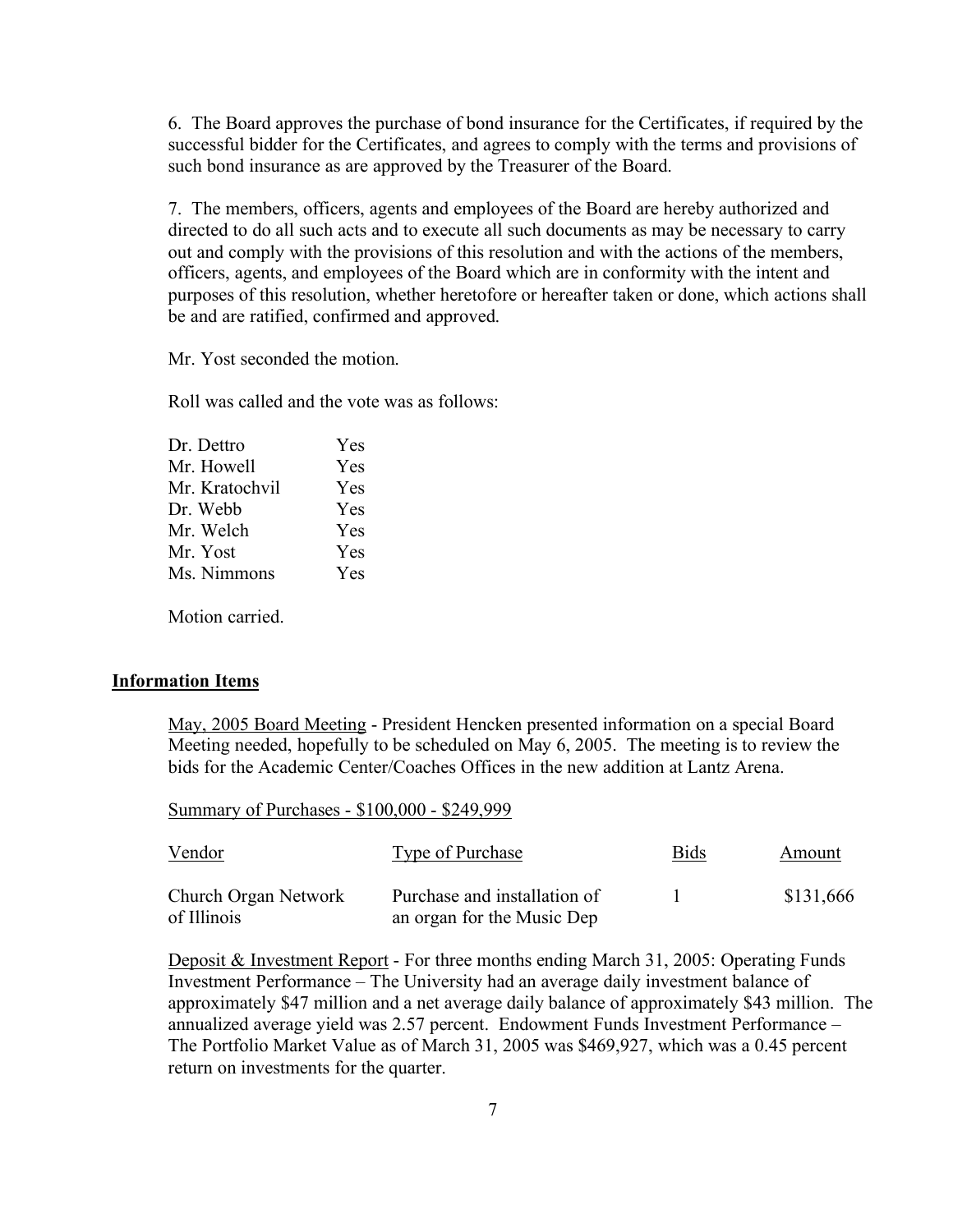6. The Board approves the purchase of bond insurance for the Certificates, if required by the successful bidder for the Certificates, and agrees to comply with the terms and provisions of such bond insurance as are approved by the Treasurer of the Board.

7. The members, officers, agents and employees of the Board are hereby authorized and directed to do all such acts and to execute all such documents as may be necessary to carry out and comply with the provisions of this resolution and with the actions of the members, officers, agents, and employees of the Board which are in conformity with the intent and purposes of this resolution, whether heretofore or hereafter taken or done, which actions shall be and are ratified, confirmed and approved.

Mr. Yost seconded the motion.

Roll was called and the vote was as follows:

| | |
|---|---|
| Dr. Dettro | Yes |
| Mr. Howell | Yes |
| Mr. Kratochvil | Yes |
| Dr. Webb | Yes |
| Mr. Welch | Yes |
| Mr. Yost | Yes |
| Ms. Nimmons | Yes |

Motion carried.

## Information Items

May, 2005 Board Meeting - President Hencken presented information on a special Board Meeting needed, hopefully to be scheduled on May 6, 2005. The meeting is to review the bids for the Academic Center/Coaches Offices in the new addition at Lantz Arena.

Summary of Purchases - $100,000 - $249,999

| Vendor | Type of Purchase | Bids | Amount |
|---|---|---|---|
| Church Organ Network of Illinois | Purchase and installation of an organ for the Music Dep | 1 | $131,666 |

Deposit & Investment Report - For three months ending March 31, 2005: Operating Funds Investment Performance – The University had an average daily investment balance of approximately $47 million and a net average daily balance of approximately $43 million. The annualized average yield was 2.57 percent. Endowment Funds Investment Performance – The Portfolio Market Value as of March 31, 2005 was $469,927, which was a 0.45 percent return on investments for the quarter.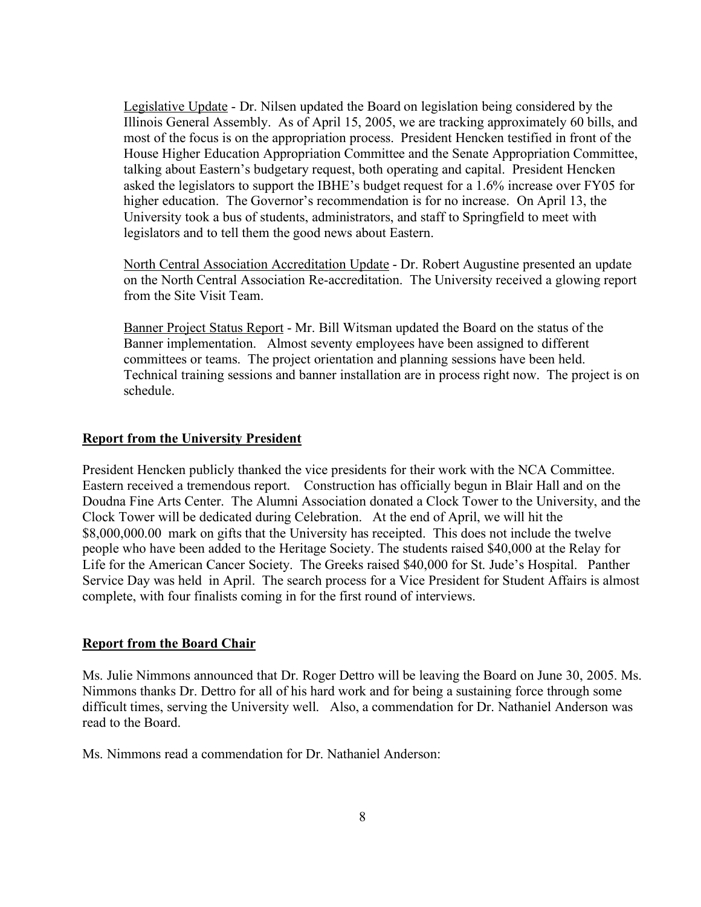Legislative Update - Dr. Nilsen updated the Board on legislation being considered by the Illinois General Assembly. As of April 15, 2005, we are tracking approximately 60 bills, and most of the focus is on the appropriation process. President Hencken testified in front of the House Higher Education Appropriation Committee and the Senate Appropriation Committee, talking about Eastern's budgetary request, both operating and capital. President Hencken asked the legislators to support the IBHE's budget request for a 1.6% increase over FY05 for higher education. The Governor's recommendation is for no increase. On April 13, the University took a bus of students, administrators, and staff to Springfield to meet with legislators and to tell them the good news about Eastern.

North Central Association Accreditation Update - Dr. Robert Augustine presented an update on the North Central Association Re-accreditation. The University received a glowing report from the Site Visit Team.

Banner Project Status Report - Mr. Bill Witsman updated the Board on the status of the Banner implementation. Almost seventy employees have been assigned to different committees or teams. The project orientation and planning sessions have been held. Technical training sessions and banner installation are in process right now. The project is on schedule.

**Report from the University President**

President Hencken publicly thanked the vice presidents for their work with the NCA Committee. Eastern received a tremendous report. Construction has officially begun in Blair Hall and on the Doudna Fine Arts Center. The Alumni Association donated a Clock Tower to the University, and the Clock Tower will be dedicated during Celebration. At the end of April, we will hit the $8,000,000.00 mark on gifts that the University has receipted. This does not include the twelve people who have been added to the Heritage Society. The students raised $40,000 at the Relay for Life for the American Cancer Society. The Greeks raised $40,000 for St. Jude's Hospital. Panther Service Day was held in April. The search process for a Vice President for Student Affairs is almost complete, with four finalists coming in for the first round of interviews.

**Report from the Board Chair**

Ms. Julie Nimmons announced that Dr. Roger Dettro will be leaving the Board on June 30, 2005. Ms. Nimmons thanks Dr. Dettro for all of his hard work and for being a sustaining force through some difficult times, serving the University well. Also, a commendation for Dr. Nathaniel Anderson was read to the Board.

Ms. Nimmons read a commendation for Dr. Nathaniel Anderson: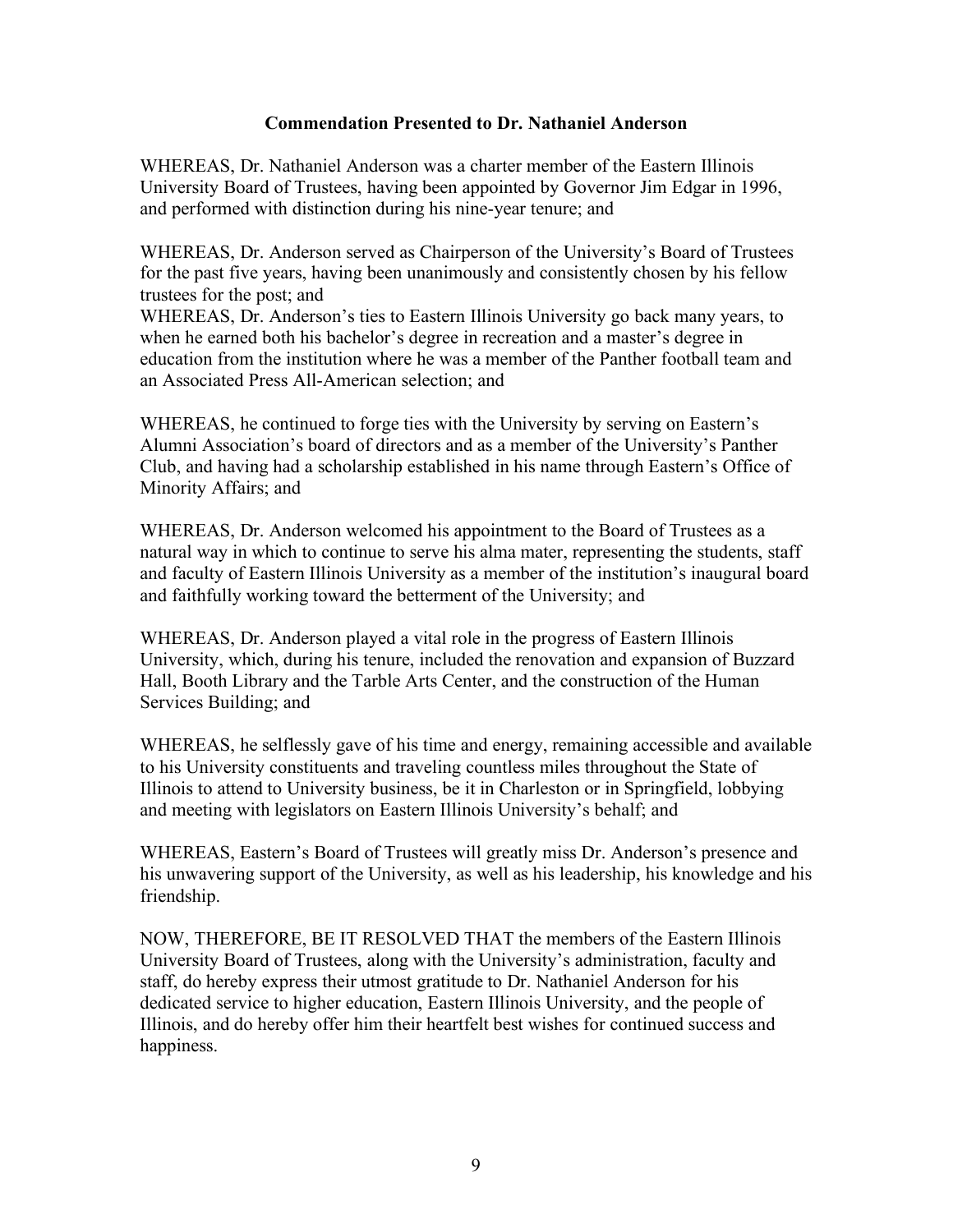**Commendation Presented to Dr. Nathaniel Anderson**

WHEREAS, Dr. Nathaniel Anderson was a charter member of the Eastern Illinois University Board of Trustees, having been appointed by Governor Jim Edgar in 1996, and performed with distinction during his nine-year tenure; and

WHEREAS, Dr. Anderson served as Chairperson of the University's Board of Trustees for the past five years, having been unanimously and consistently chosen by his fellow trustees for the post; and

WHEREAS, Dr. Anderson's ties to Eastern Illinois University go back many years, to when he earned both his bachelor's degree in recreation and a master's degree in education from the institution where he was a member of the Panther football team and an Associated Press All-American selection; and

WHEREAS, he continued to forge ties with the University by serving on Eastern's Alumni Association's board of directors and as a member of the University's Panther Club, and having had a scholarship established in his name through Eastern's Office of Minority Affairs; and

WHEREAS, Dr. Anderson welcomed his appointment to the Board of Trustees as a natural way in which to continue to serve his alma mater, representing the students, staff and faculty of Eastern Illinois University as a member of the institution's inaugural board and faithfully working toward the betterment of the University; and

WHEREAS, Dr. Anderson played a vital role in the progress of Eastern Illinois University, which, during his tenure, included the renovation and expansion of Buzzard Hall, Booth Library and the Tarble Arts Center, and the construction of the Human Services Building; and

WHEREAS, he selflessly gave of his time and energy, remaining accessible and available to his University constituents and traveling countless miles throughout the State of Illinois to attend to University business, be it in Charleston or in Springfield, lobbying and meeting with legislators on Eastern Illinois University's behalf; and

WHEREAS, Eastern's Board of Trustees will greatly miss Dr. Anderson's presence and his unwavering support of the University, as well as his leadership, his knowledge and his friendship.

NOW, THEREFORE, BE IT RESOLVED THAT the members of the Eastern Illinois University Board of Trustees, along with the University's administration, faculty and staff, do hereby express their utmost gratitude to Dr. Nathaniel Anderson for his dedicated service to higher education, Eastern Illinois University, and the people of Illinois, and do hereby offer him their heartfelt best wishes for continued success and happiness.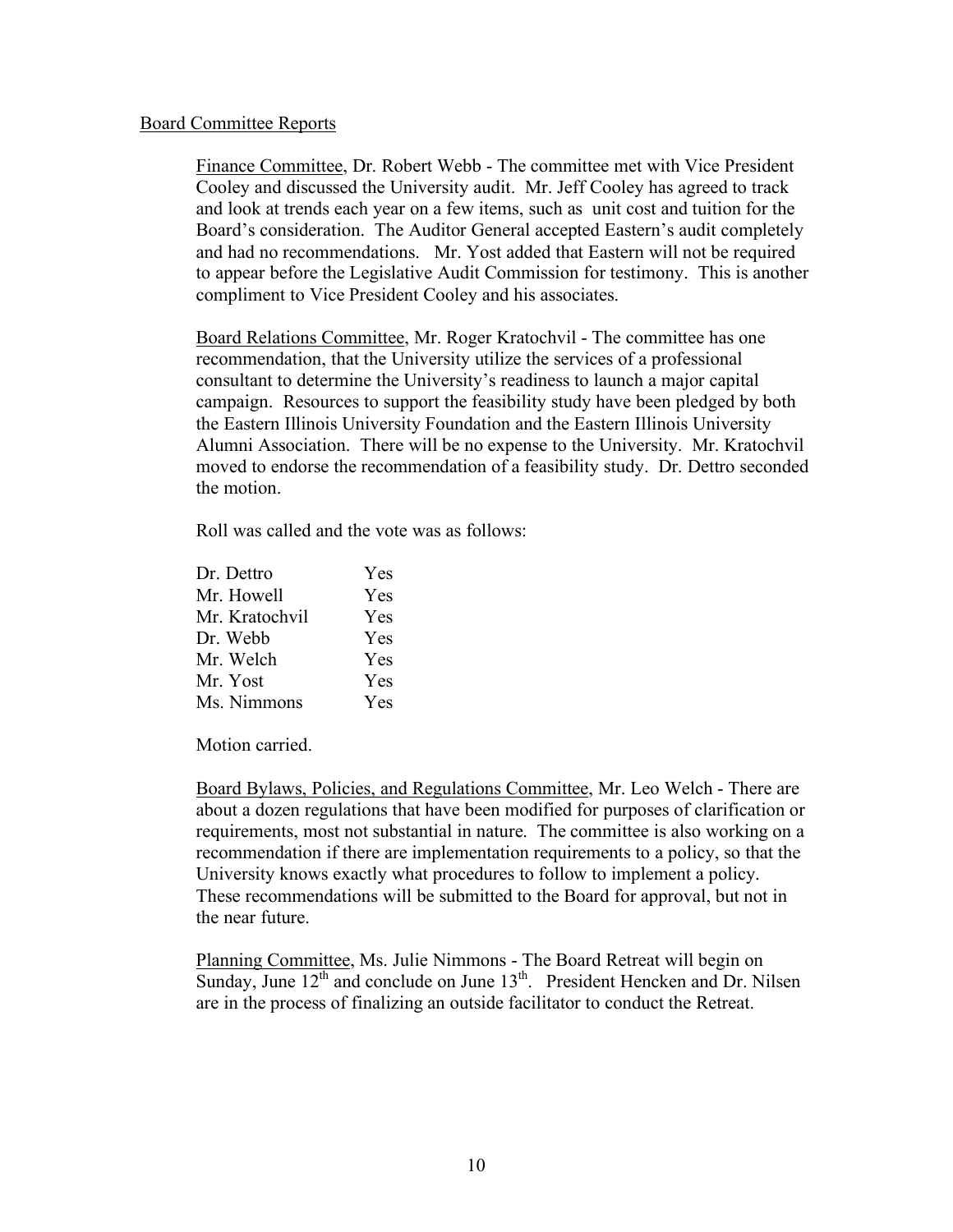Board Committee Reports

Finance Committee, Dr. Robert Webb - The committee met with Vice President Cooley and discussed the University audit. Mr. Jeff Cooley has agreed to track and look at trends each year on a few items, such as unit cost and tuition for the Board's consideration. The Auditor General accepted Eastern's audit completely and had no recommendations. Mr. Yost added that Eastern will not be required to appear before the Legislative Audit Commission for testimony. This is another compliment to Vice President Cooley and his associates.

Board Relations Committee, Mr. Roger Kratochvil - The committee has one recommendation, that the University utilize the services of a professional consultant to determine the University's readiness to launch a major capital campaign. Resources to support the feasibility study have been pledged by both the Eastern Illinois University Foundation and the Eastern Illinois University Alumni Association. There will be no expense to the University. Mr. Kratochvil moved to endorse the recommendation of a feasibility study. Dr. Dettro seconded the motion.

Roll was called and the vote was as follows:

| | |
|---|---|
| Dr. Dettro | Yes |
| Mr. Howell | Yes |
| Mr. Kratochvil | Yes |
| Dr. Webb | Yes |
| Mr. Welch | Yes |
| Mr. Yost | Yes |
| Ms. Nimmons | Yes |

Motion carried.

Board Bylaws, Policies, and Regulations Committee, Mr. Leo Welch - There are about a dozen regulations that have been modified for purposes of clarification or requirements, most not substantial in nature. The committee is also working on a recommendation if there are implementation requirements to a policy, so that the University knows exactly what procedures to follow to implement a policy. These recommendations will be submitted to the Board for approval, but not in the near future.

Planning Committee, Ms. Julie Nimmons - The Board Retreat will begin on Sunday, June 12th and conclude on June 13th. President Hencken and Dr. Nilsen are in the process of finalizing an outside facilitator to conduct the Retreat.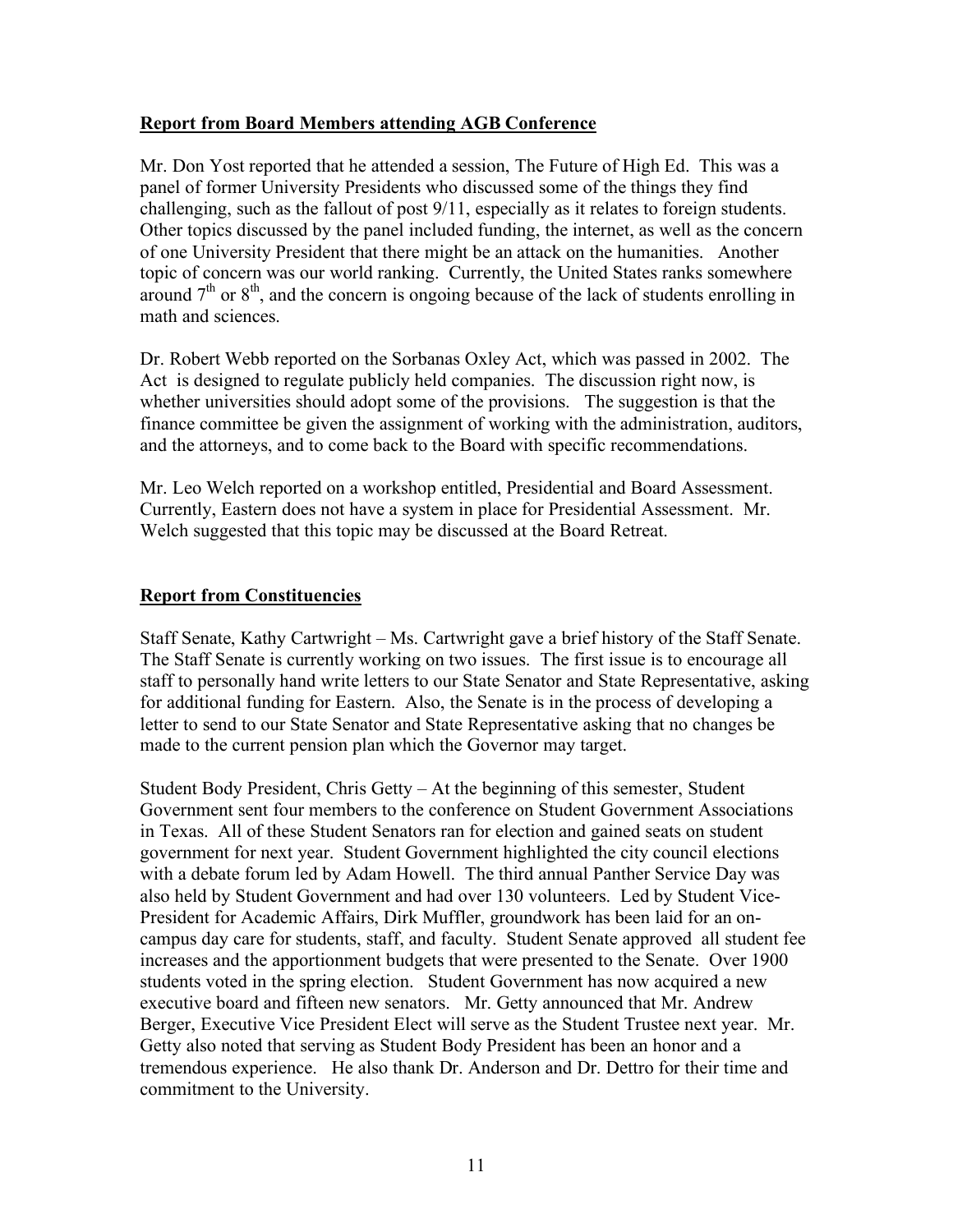**Report from Board Members attending AGB Conference**

Mr. Don Yost reported that he attended a session, The Future of High Ed. This was a panel of former University Presidents who discussed some of the things they find challenging, such as the fallout of post 9/11, especially as it relates to foreign students. Other topics discussed by the panel included funding, the internet, as well as the concern of one University President that there might be an attack on the humanities. Another topic of concern was our world ranking. Currently, the United States ranks somewhere around $7^{th}$ or $8^{th}$, and the concern is ongoing because of the lack of students enrolling in math and sciences.

Dr. Robert Webb reported on the Sorbanas Oxley Act, which was passed in 2002. The Act is designed to regulate publicly held companies. The discussion right now, is whether universities should adopt some of the provisions. The suggestion is that the finance committee be given the assignment of working with the administration, auditors, and the attorneys, and to come back to the Board with specific recommendations.

Mr. Leo Welch reported on a workshop entitled, Presidential and Board Assessment. Currently, Eastern does not have a system in place for Presidential Assessment. Mr. Welch suggested that this topic may be discussed at the Board Retreat.

**Report from Constituencies**

Staff Senate, Kathy Cartwright – Ms. Cartwright gave a brief history of the Staff Senate. The Staff Senate is currently working on two issues. The first issue is to encourage all staff to personally hand write letters to our State Senator and State Representative, asking for additional funding for Eastern. Also, the Senate is in the process of developing a letter to send to our State Senator and State Representative asking that no changes be made to the current pension plan which the Governor may target.

Student Body President, Chris Getty – At the beginning of this semester, Student Government sent four members to the conference on Student Government Associations in Texas. All of these Student Senators ran for election and gained seats on student government for next year. Student Government highlighted the city council elections with a debate forum led by Adam Howell. The third annual Panther Service Day was also held by Student Government and had over 130 volunteers. Led by Student Vice-President for Academic Affairs, Dirk Muffler, groundwork has been laid for an on-campus day care for students, staff, and faculty. Student Senate approved all student fee increases and the apportionment budgets that were presented to the Senate. Over 1900 students voted in the spring election. Student Government has now acquired a new executive board and fifteen new senators. Mr. Getty announced that Mr. Andrew Berger, Executive Vice President Elect will serve as the Student Trustee next year. Mr. Getty also noted that serving as Student Body President has been an honor and a tremendous experience. He also thank Dr. Anderson and Dr. Dettro for their time and commitment to the University.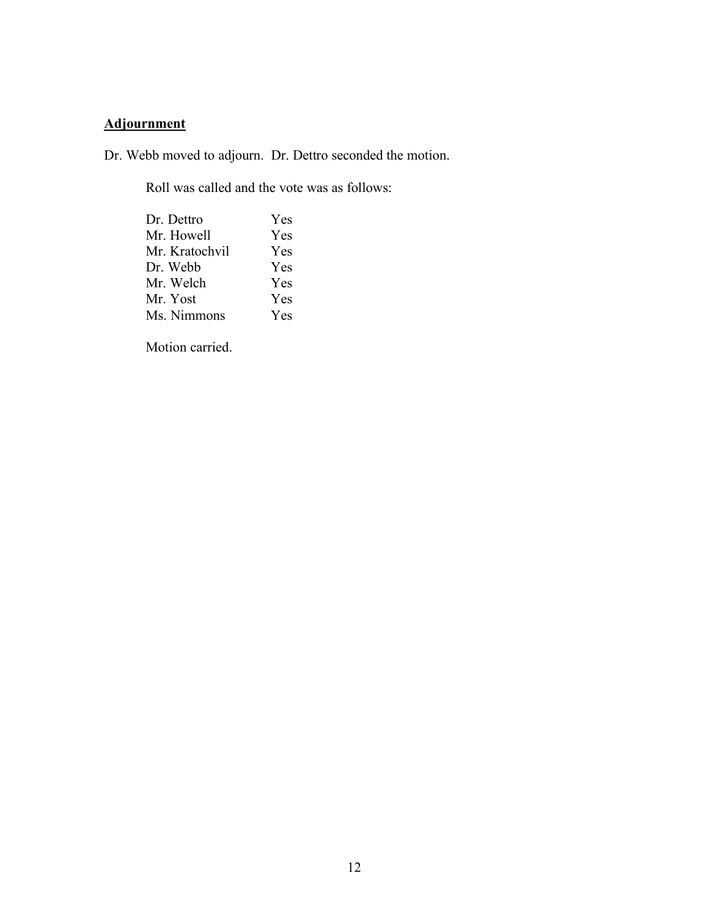**Adjournment**

Dr. Webb moved to adjourn. Dr. Dettro seconded the motion.

Roll was called and the vote was as follows:

| | |
|---|---|
| Dr. Dettro | Yes |
| Mr. Howell | Yes |
| Mr. Kratochvil | Yes |
| Dr. Webb | Yes |
| Mr. Welch | Yes |
| Mr. Yost | Yes |
| Ms. Nimmons | Yes |

Motion carried.